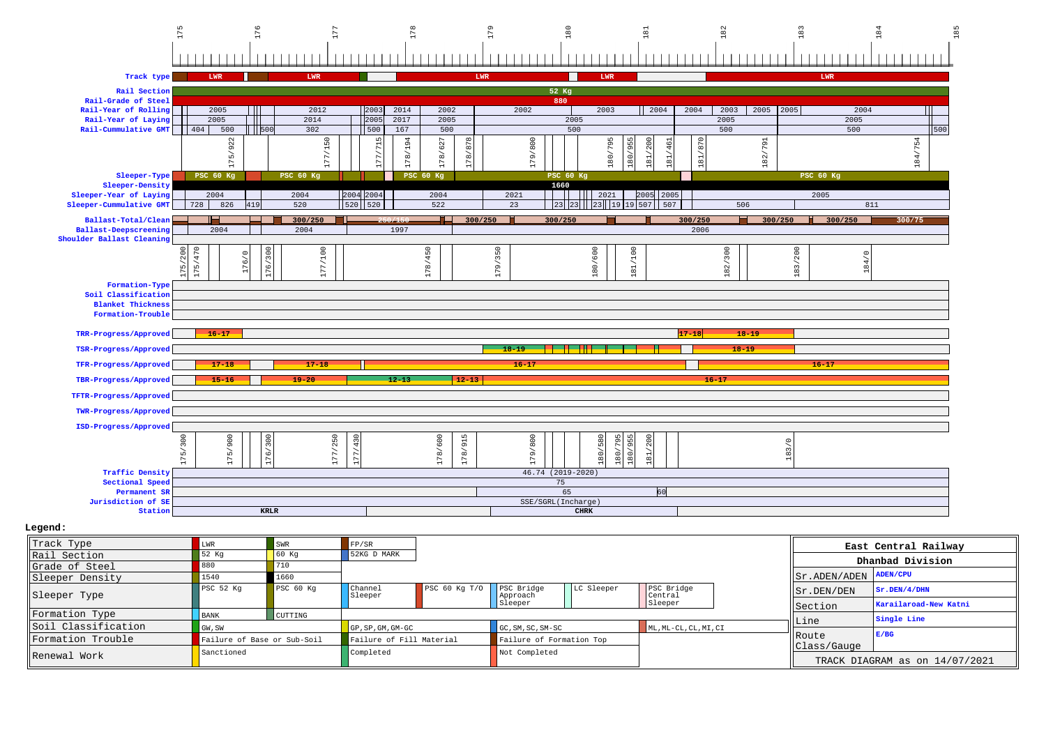175 176 177 178 179 180 181 182 183 184 185

| Row | Values |
|---|---|
| Track type | LWR, LWR, LWR, LWR, LWR |
| Rail Section | 52 Kg |
| Rail-Grade of Steel | 880 |
| Rail-Year of Rolling | 2005, 2012, 2003, 2014, 2002, 2002, 2003, 2004, 2004, 2003, 2005, 2005, 2004 |
| Rail-Year of Laying | 2005, 2014, 2005, 2017, 2005, 2005, 2005, 2005 |
| Rail-Cummulative GMT | 404, 500, 500, 302, 500, 167, 500, 500, 500, 500, 500 |
| (chainages) | 175/922, 177/150, 177/715, 178/194, 178/627, 178/878, 179/800, 180/795, 180/955, 181/200, 181/461, 181/870, 182/791, 184/754 |
| Sleeper-Type | PSC 60 Kg, PSC 60 Kg, PSC 60 Kg, PSC 60 Kg, PSC 60 Kg |
| Sleeper-Density | 1660 |
| Sleeper-Year of Laying | 2004, 2004, 2004, 2004, 2004, 2021, 2021, 2005, 2005, 2005 |
| Sleeper-Cummulative GMT | 728, 826, 419, 520, 520, 520, 522, 23, 23, 23, 23, 19, 19, 507, 507, 506, 811 |
| Ballast-Total/Clean | 300/250, 250/180, 300/250, 300/250, 300/250, 300/250, 300/250, 300/75 |
| Ballast-Deepscreening | 2004, 2004, 1997, 2006 |
| Shoulder Ballast Cleaning | |
| (chainages) | 175/200, 175/470, 176/0, 176/300, 177/100, 178/450, 179/350, 180/600, 181/100, 182/300, 183/200, 184/0 |
| Formation-Type | |
| Soil Classification | |
| Blanket Thickness | |
| Formation-Trouble | |
| TRR-Progress/Approved | 16-17, 17-18, 18-19 |
| TSR-Progress/Approved | 18-19, 18-19 |
| TFR-Progress/Approved | 17-18, 17-18, 16-17, 16-17 |
| TBR-Progress/Approved | 15-16, 19-20, 12-13, 12-13, 16-17 |
| TFTR-Progress/Approved | |
| TWR-Progress/Approved | |
| ISD-Progress/Approved | |
| (chainages) | 175/300, 175/900, 176/300, 177/250, 177/430, 178/600, 178/915, 179/800, 180/580, 180/795, 180/955, 181/200, 183/0 |
| Traffic Density | 46.74 (2019-2020) |
| Sectional Speed | 75 |
| Permanent SR | 65, 60 |
| Jurisdiction of SE | SSE/SGRL(Incharge) |
| Station | KRLR, CHRK |

**Legend:**

| | | | | | | |
|---|---|---|---|---|---|---|
| Track Type | LWR | SWR | FP/SR | | | |
| Rail Section | 52 Kg | 60 Kg | 52KG D MARK | | | |
| Grade of Steel | 880 | 710 | | | | |
| Sleeper Density | 1540 | 1660 | | | | |
| Sleeper Type | PSC 52 Kg | PSC 60 Kg | Channel Sleeper | PSC 60 Kg T/O | PSC Bridge Approach Sleeper | LC Sleeper | PSC Bridge Central Sleeper |
| Formation Type | BANK | CUTTING | | | | |
| Soil Classification | GW, SW | | GP, SP, GM, GM-GC | | GC, SM, SC, SM-SC | ML, ML-CL, CL, MI, CI |
| Formation Trouble | Failure of Base or Sub-Soil | | Failure of Fill Material | | Failure of Formation Top | |
| Renewal Work | Sanctioned | | Completed | | Not Completed | |

| East Central Railway | |
|---|---|
| Dhanbad Division | |
| Sr.ADEN/ADEN | ADEN/CPU |
| Sr.DEN/DEN | Sr.DEN/4/DHN |
| Section | Karailaroad-New Katni |
| Line | Single Line |
| Route Class/Gauge | E/BG |
| TRACK DIAGRAM as on 14/07/2021 | |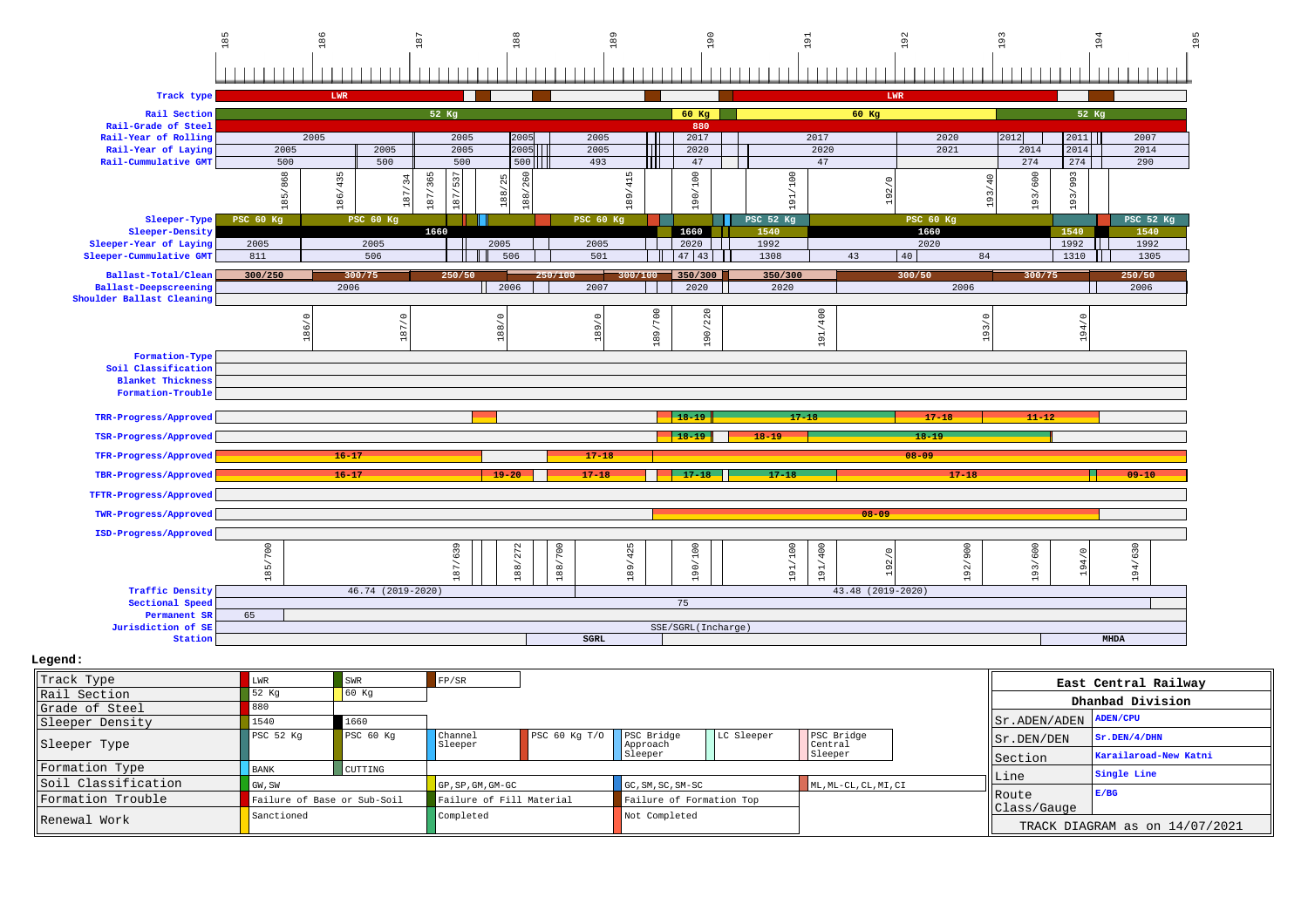185 186 187 188 189 190 191 192 193 194 195

| Row | Values |
|---|---|
| Track type | LWR · LWR |
| Rail Section | 52 Kg · 60 Kg · 60 Kg · 52 Kg |
| Rail-Grade of Steel | 880 |
| Rail-Year of Rolling | 2005 · 2005 · 2005 · 2005 · 2017 · 2017 · 2020 · 2012 · 2011 · 2007 |
| Rail-Year of Laying | 2005 · 2005 · 2005 · 2005 · 2005 · 2020 · 2020 · 2021 · 2014 · 2014 · 2014 |
| Rail-Cummulative GMT | 500 · 500 · 500 · 500 · 493 · 47 · 47 · 274 · 274 · 290 |
| Chainage | 185/868 · 186/435 · 187/34 · 187/365 · 187/537 · 188/25 · 188/260 · 189/415 · 190/100 · 191/100 · 192/0 · 193/40 · 193/600 · 193/993 |
| Sleeper-Type | PSC 60 Kg · PSC 60 Kg · PSC 60 Kg · PSC 52 Kg · PSC 60 Kg · PSC 52 Kg |
| Sleeper-Density | 1660 · 1660 · 1540 · 1660 · 1540 · 1540 |
| Sleeper-Year of Laying | 2005 · 2005 · 2005 · 2005 · 2020 · 1992 · 2020 · 1992 · 1992 |
| Sleeper-Cummulative GMT | 811 · 506 · 506 · 501 · 47 · 43 · 1308 · 43 · 40 · 84 · 1310 · 1305 |
| Ballast-Total/Clean | 300/250 · 300/75 · 250/50 · 250/100 · 300/100 · 350/300 · 350/300 · 300/50 · 300/75 · 250/50 |
| Ballast-Deepscreening | 2006 · 2006 · 2007 · 2020 · 2020 · 2006 · 2006 |
| Shoulder Ballast Cleaning | |
| Chainage | 186/0 · 187/0 · 188/0 · 189/0 · 189/700 · 190/220 · 191/400 · 193/0 · 194/0 |
| Formation-Type | |
| Soil Classification | |
| Blanket Thickness | |
| Formation-Trouble | |
| TRR-Progress/Approved | 18-19 · 17-18 · 17-18 · 11-12 |
| TSR-Progress/Approved | 18-19 · 18-19 · 18-19 |
| TFR-Progress/Approved | 16-17 · 17-18 · 08-09 |
| TBR-Progress/Approved | 16-17 · 19-20 · 17-18 · 17-18 · 17-18 · 17-18 · 09-10 |
| TFTR-Progress/Approved | |
| TWR-Progress/Approved | 08-09 |
| ISD-Progress/Approved | |
| Chainage | 185/700 · 187/639 · 188/272 · 188/700 · 189/425 · 190/100 · 191/100 · 191/400 · 192/0 · 192/900 · 193/600 · 194/0 · 194/630 |
| Traffic Density | 46.74 (2019-2020) · 43.48 (2019-2020) |
| Sectional Speed | 75 |
| Permanent SR | 65 |
| Jurisdiction of SE | SSE/SGRL(Incharge) |
| Station | SGRL · MHDA |

**Legend:**

| | | | | | | |
|---|---|---|---|---|---|---|
| Track Type | LWR | SWR | FP/SR | | | |
| Rail Section | 52 Kg | 60 Kg | | | | |
| Grade of Steel | 880 | | | | | |
| Sleeper Density | 1540 | 1660 | | | | |
| Sleeper Type | PSC 52 Kg | PSC 60 Kg | Channel Sleeper | PSC 60 Kg T/O | PSC Bridge Approach Sleeper | LC Sleeper | PSC Bridge Central Sleeper |
| Formation Type | BANK | CUTTING | | | | |
| Soil Classification | GW, SW | | GP, SP, GM, GM-GC | | GC, SM, SC, SM-SC | ML, ML-CL, CL, MI, CI |
| Formation Trouble | Failure of Base or Sub-Soil | | Failure of Fill Material | | Failure of Formation Top | |
| Renewal Work | Sanctioned | | Completed | | Not Completed | |

| East Central Railway | |
|---|---|
| Dhanbad Division | |
| Sr.ADEN/ADEN | ADEN/CPU |
| Sr.DEN/DEN | Sr.DEN/4/DHN |
| Section | Karailaroad-New Katni |
| Line | Single Line |
| Route Class/Gauge | E/BG |
| TRACK DIAGRAM as on 14/07/2021 | |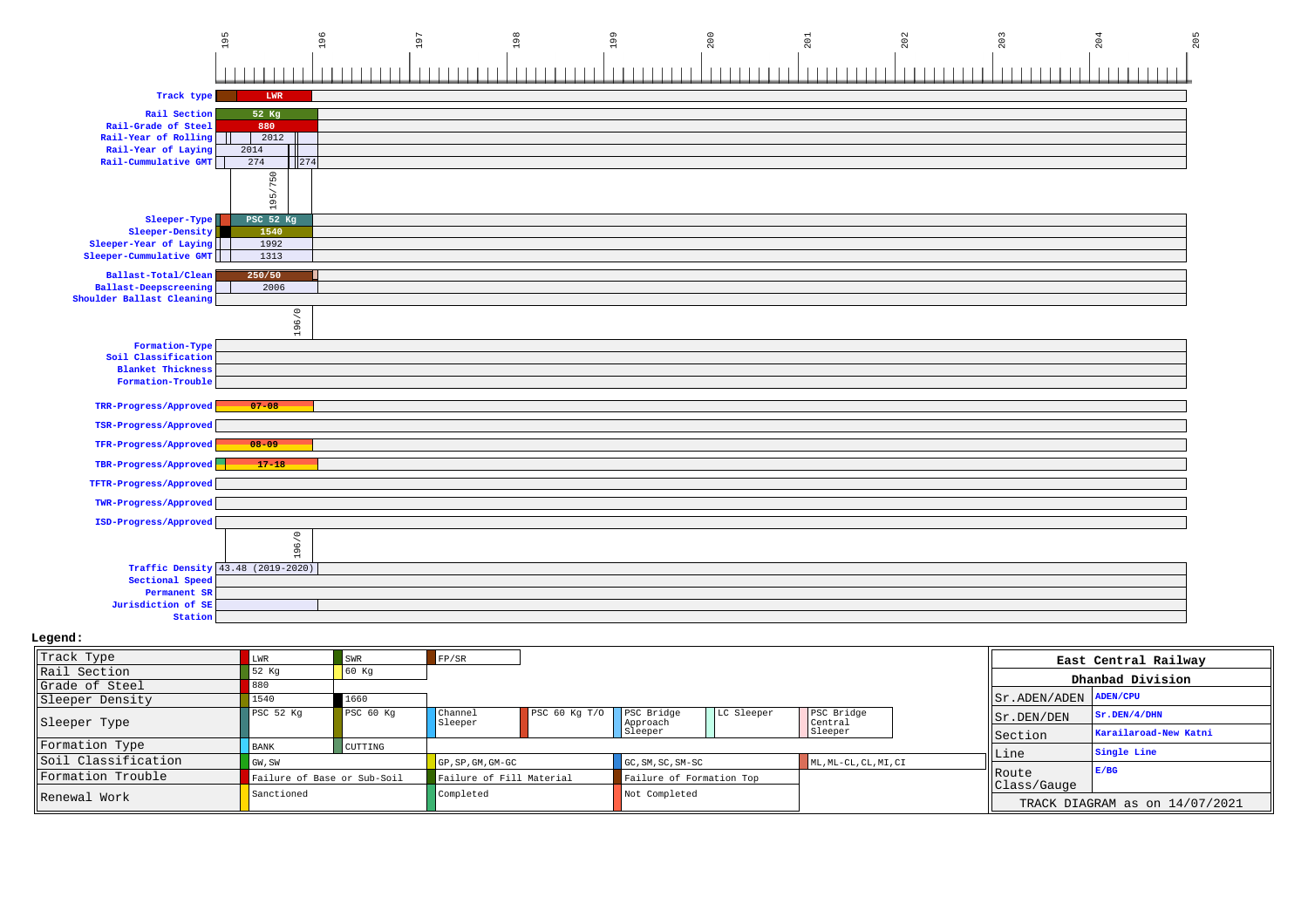195 196 197 198 199 200 201 202 203 204 205

Track type LWR
Rail Section 52 Kg
Rail-Grade of Steel 880
Rail-Year of Rolling 2012
Rail-Year of Laying 2014
Rail-Cummulative GMT 274 274

195/750

Sleeper-Type PSC 52 Kg
Sleeper-Density 1540
Sleeper-Year of Laying 1992
Sleeper-Cummulative GMT 1313

Ballast-Total/Clean 250/50
Ballast-Deepscreening 2006
Shoulder Ballast Cleaning

196/0

Formation-Type
Soil Classification
Blanket Thickness
Formation-Trouble

TRR-Progress/Approved 07-08
TSR-Progress/Approved
TFR-Progress/Approved 08-09
TBR-Progress/Approved 17-18
TFTR-Progress/Approved
TWR-Progress/Approved
ISD-Progress/Approved

196/0

Traffic Density 43.48 (2019-2020)
Sectional Speed
Permanent SR
Jurisdiction of SE
Station

**Legend:**

| | | | | | | |
|---|---|---|---|---|---|---|
| Track Type | LWR | SWR | FP/SR | | | |
| Rail Section | 52 Kg | 60 Kg | | | | |
| Grade of Steel | 880 | | | | | |
| Sleeper Density | 1540 | 1660 | | | | |
| Sleeper Type | PSC 52 Kg | PSC 60 Kg | Channel Sleeper | PSC 60 Kg T/O | PSC Bridge Approach Sleeper | LC Sleeper | 
| Formation Type | BANK | CUTTING | | | | |
| Soil Classification | GW,SW | | GP,SP,GM,GM-GC | | GC,SM,SC,SM-SC | ML,ML-CL,CL,MI,CI |
| Formation Trouble | Failure of Base or Sub-Soil | | Failure of Fill Material | | Failure of Formation Top | |
| Renewal Work | Sanctioned | | Completed | | Not Completed | |

Sleeper Type (continued): PSC Bridge Central Sleeper

| East Central Railway | |
|---|---|
| Dhanbad Division | |
| Sr.ADEN/ADEN | ADEN/CPU |
| Sr.DEN/DEN | Sr.DEN/4/DHN |
| Section | Karailaroad-New Katni |
| Line | Single Line |
| Route Class/Gauge | E/BG |
| TRACK DIAGRAM as on 14/07/2021 | |